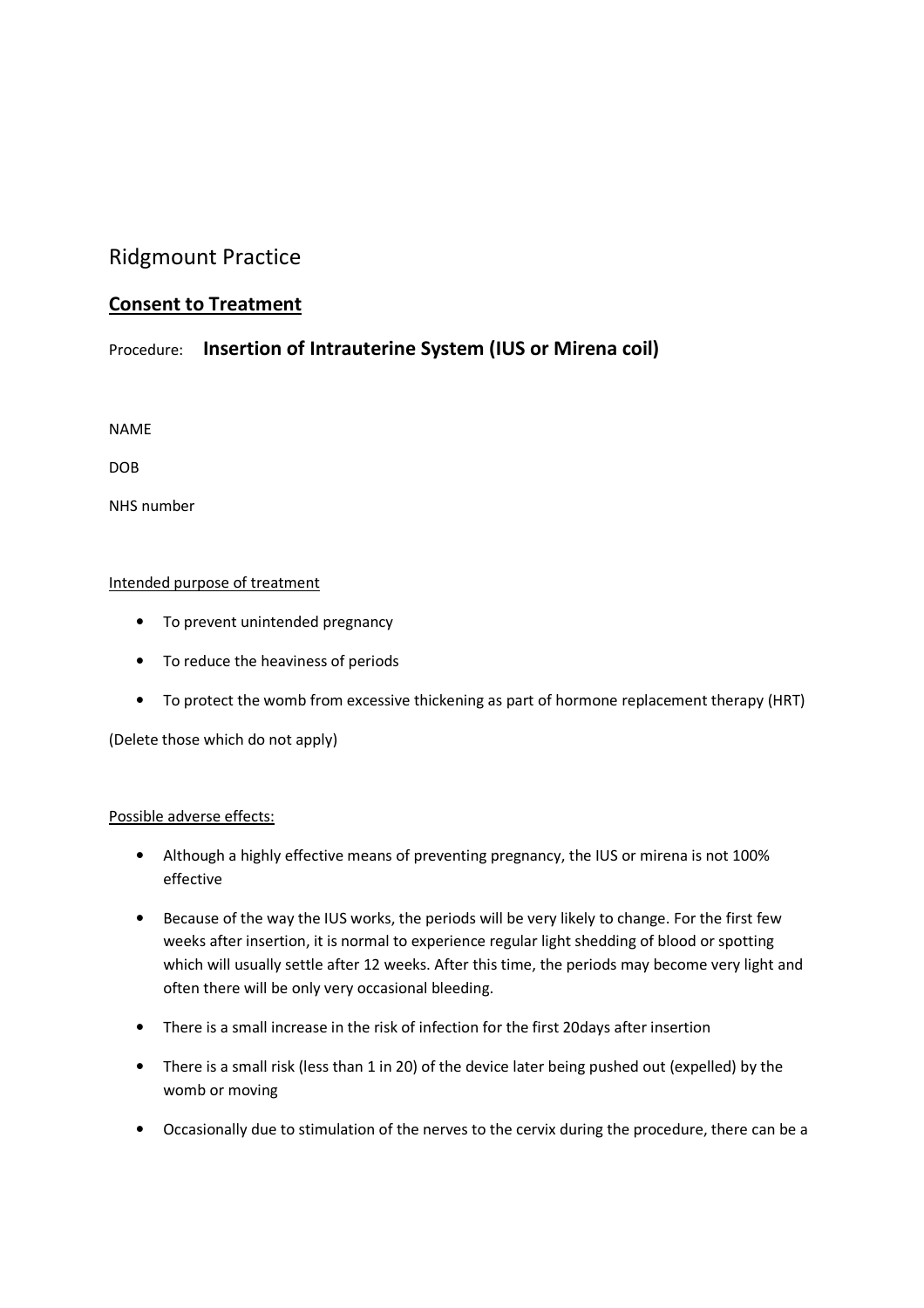Ridgmount Practice

## Consent to Treatment

Procedure: **Insertion of Intrauterine System (IUS or Mirena coil)**

NAME

DOB

NHS number

Intended purpose of treatment

- To prevent unintended pregnancy
- To reduce the heaviness of periods
- To protect the womb from excessive thickening as part of hormone replacement therapy (HRT)

(Delete those which do not apply)

Possible adverse effects:

- Although a highly effective means of preventing pregnancy, the IUS or mirena is not 100% effective
- Because of the way the IUS works, the periods will be very likely to change. For the first few weeks after insertion, it is normal to experience regular light shedding of blood or spotting which will usually settle after 12 weeks. After this time, the periods may become very light and often there will be only very occasional bleeding.
- There is a small increase in the risk of infection for the first 20days after insertion
- There is a small risk (less than 1 in 20) of the device later being pushed out (expelled) by the womb or moving
- Occasionally due to stimulation of the nerves to the cervix during the procedure, there can be a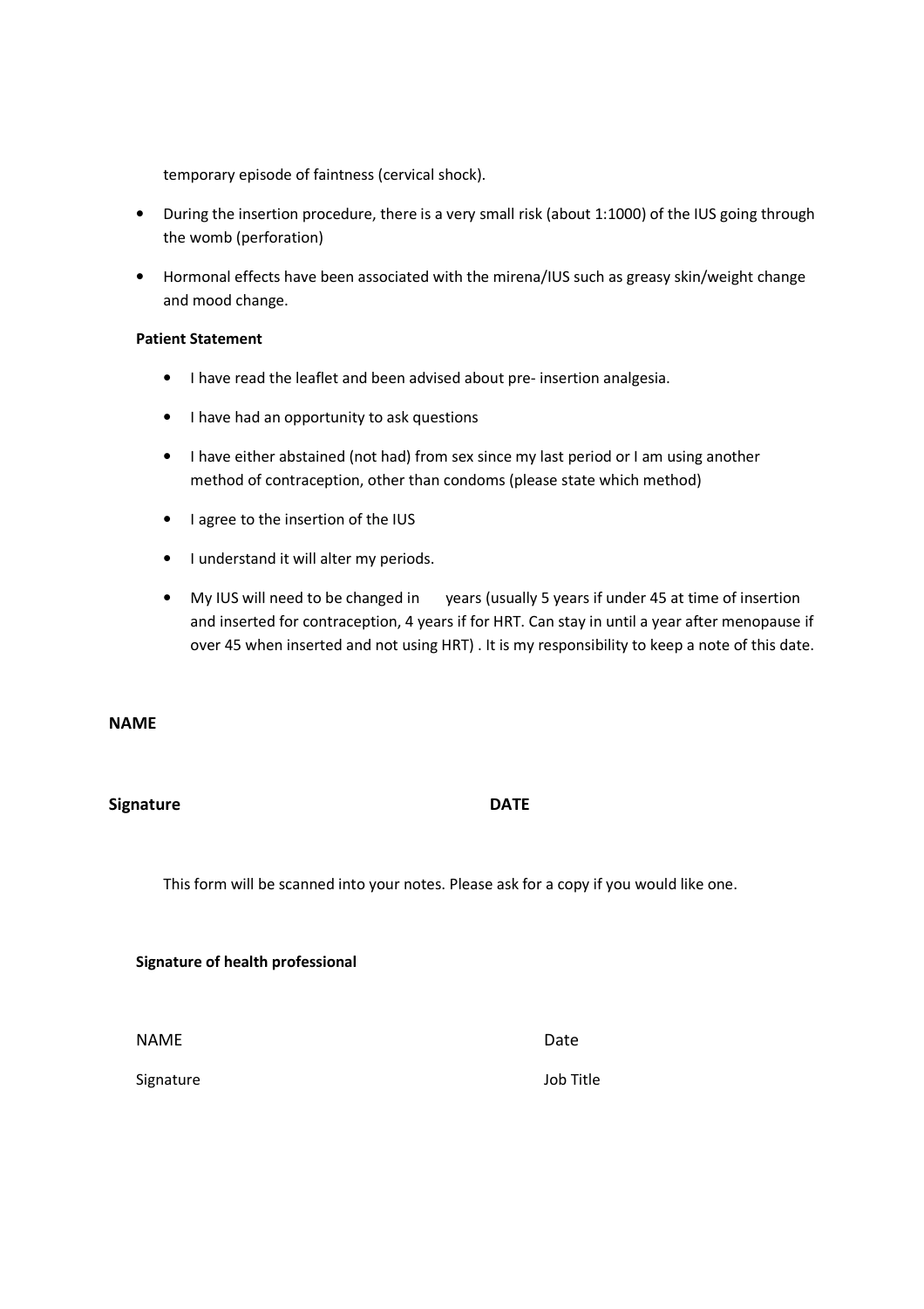temporary episode of faintness (cervical shock).

- During the insertion procedure, there is a very small risk (about 1:1000) of the IUS going through the womb (perforation)
- Hormonal effects have been associated with the mirena/IUS such as greasy skin/weight change and mood change.

**Patient Statement**

- I have read the leaflet and been advised about pre- insertion analgesia.
- I have had an opportunity to ask questions
- I have either abstained (not had) from sex since my last period or I am using another method of contraception, other than condoms (please state which method)
- I agree to the insertion of the IUS
- I understand it will alter my periods.
- My IUS will need to be changed in      years (usually 5 years if under 45 at time of insertion and inserted for contraception, 4 years if for HRT. Can stay in until a year after menopause if over 45 when inserted and not using HRT) . It is my responsibility to keep a note of this date.

**NAME**

**Signature** **DATE**

This form will be scanned into your notes. Please ask for a copy if you would like one.

**Signature of health professional**

NAME Date

Signature Job Title